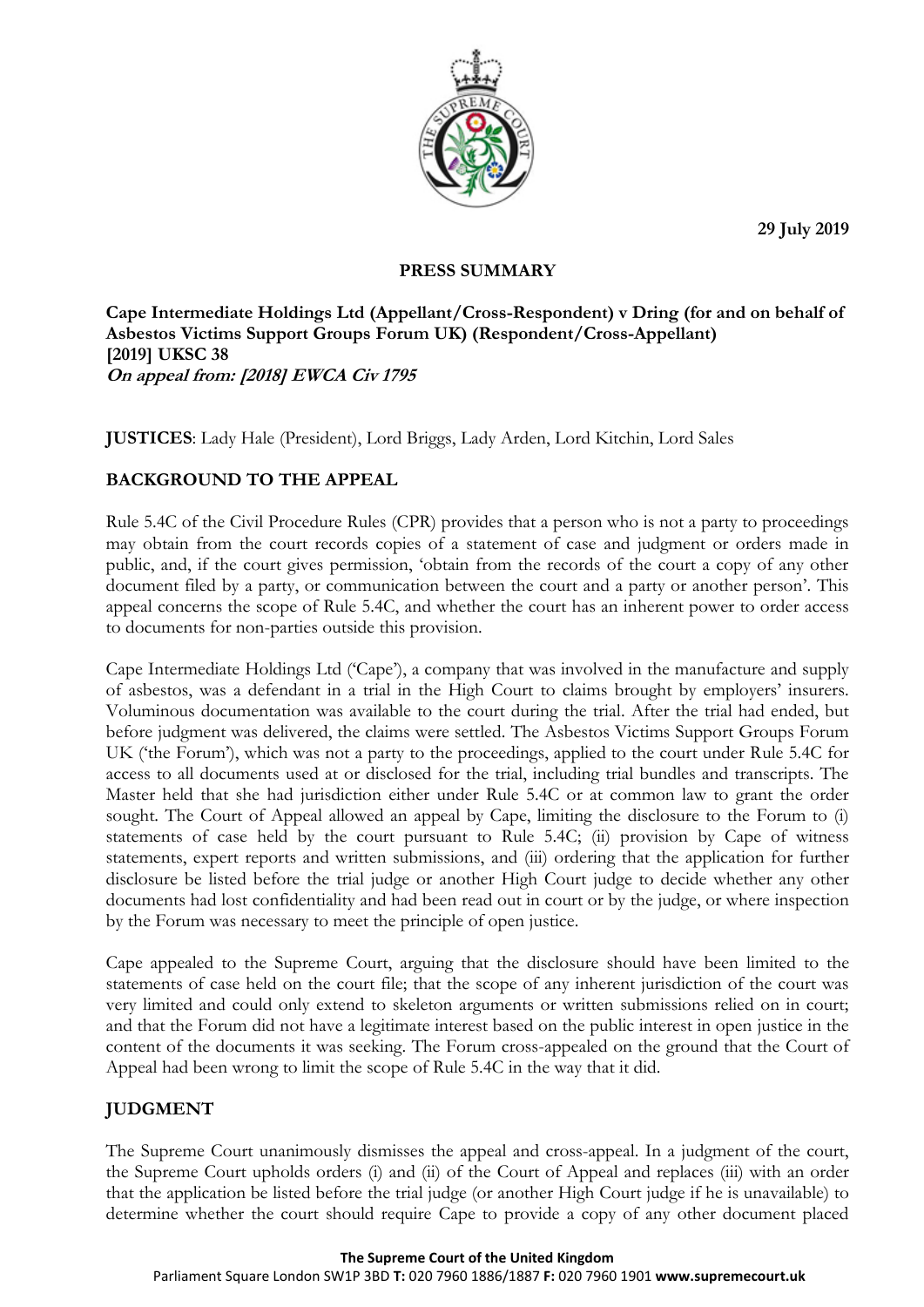29 July 2019

**PRESS SUMMARY**

**Cape Intermediate Holdings Ltd (Appellant/Cross-Respondent) v Dring (for and on behalf of Asbestos Victims Support Groups Forum UK) (Respondent/Cross-Appellant)**
**[2019] UKSC 38**
***On appeal from: [2018] EWCA Civ 1795***

**JUSTICES**: Lady Hale (President), Lord Briggs, Lady Arden, Lord Kitchin, Lord Sales

## BACKGROUND TO THE APPEAL

Rule 5.4C of the Civil Procedure Rules (CPR) provides that a person who is not a party to proceedings may obtain from the court records copies of a statement of case and judgment or orders made in public, and, if the court gives permission, 'obtain from the records of the court a copy of any other document filed by a party, or communication between the court and a party or another person'. This appeal concerns the scope of Rule 5.4C, and whether the court has an inherent power to order access to documents for non-parties outside this provision.

Cape Intermediate Holdings Ltd ('Cape'), a company that was involved in the manufacture and supply of asbestos, was a defendant in a trial in the High Court to claims brought by employers' insurers. Voluminous documentation was available to the court during the trial. After the trial had ended, but before judgment was delivered, the claims were settled. The Asbestos Victims Support Groups Forum UK ('the Forum'), which was not a party to the proceedings, applied to the court under Rule 5.4C for access to all documents used at or disclosed for the trial, including trial bundles and transcripts. The Master held that she had jurisdiction either under Rule 5.4C or at common law to grant the order sought. The Court of Appeal allowed an appeal by Cape, limiting the disclosure to the Forum to (i) statements of case held by the court pursuant to Rule 5.4C; (ii) provision by Cape of witness statements, expert reports and written submissions, and (iii) ordering that the application for further disclosure be listed before the trial judge or another High Court judge to decide whether any other documents had lost confidentiality and had been read out in court or by the judge, or where inspection by the Forum was necessary to meet the principle of open justice.

Cape appealed to the Supreme Court, arguing that the disclosure should have been limited to the statements of case held on the court file; that the scope of any inherent jurisdiction of the court was very limited and could only extend to skeleton arguments or written submissions relied on in court; and that the Forum did not have a legitimate interest based on the public interest in open justice in the content of the documents it was seeking. The Forum cross-appealed on the ground that the Court of Appeal had been wrong to limit the scope of Rule 5.4C in the way that it did.

## JUDGMENT

The Supreme Court unanimously dismisses the appeal and cross-appeal. In a judgment of the court, the Supreme Court upholds orders (i) and (ii) of the Court of Appeal and replaces (iii) with an order that the application be listed before the trial judge (or another High Court judge if he is unavailable) to determine whether the court should require Cape to provide a copy of any other document placed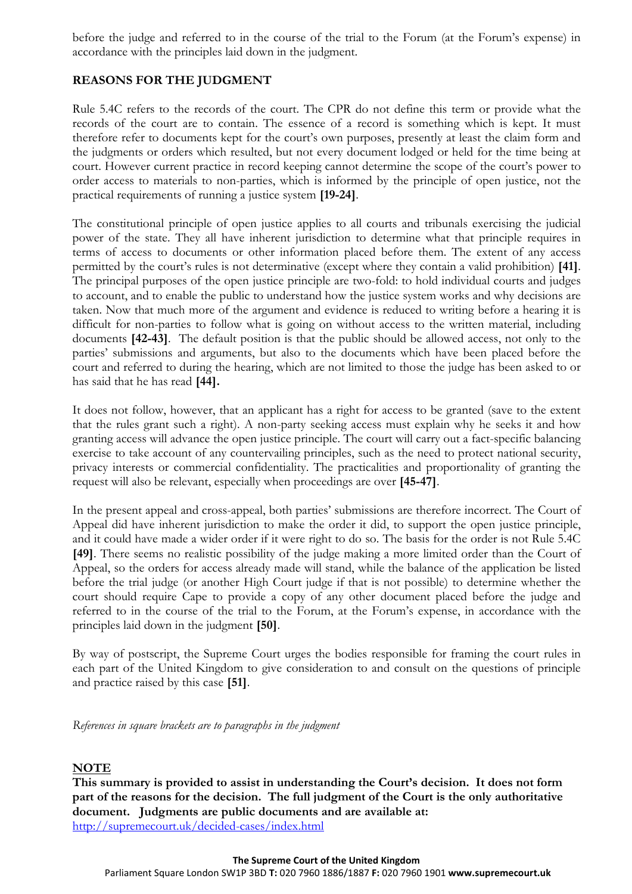before the judge and referred to in the course of the trial to the Forum (at the Forum's expense) in accordance with the principles laid down in the judgment.

## REASONS FOR THE JUDGMENT

Rule 5.4C refers to the records of the court. The CPR do not define this term or provide what the records of the court are to contain. The essence of a record is something which is kept. It must therefore refer to documents kept for the court's own purposes, presently at least the claim form and the judgments or orders which resulted, but not every document lodged or held for the time being at court. However current practice in record keeping cannot determine the scope of the court's power to order access to materials to non-parties, which is informed by the principle of open justice, not the practical requirements of running a justice system **[19-24]**.

The constitutional principle of open justice applies to all courts and tribunals exercising the judicial power of the state. They all have inherent jurisdiction to determine what that principle requires in terms of access to documents or other information placed before them. The extent of any access permitted by the court's rules is not determinative (except where they contain a valid prohibition) **[41]**. The principal purposes of the open justice principle are two-fold: to hold individual courts and judges to account, and to enable the public to understand how the justice system works and why decisions are taken. Now that much more of the argument and evidence is reduced to writing before a hearing it is difficult for non-parties to follow what is going on without access to the written material, including documents **[42-43]**. The default position is that the public should be allowed access, not only to the parties' submissions and arguments, but also to the documents which have been placed before the court and referred to during the hearing, which are not limited to those the judge has been asked to or has said that he has read **[44].**

It does not follow, however, that an applicant has a right for access to be granted (save to the extent that the rules grant such a right). A non-party seeking access must explain why he seeks it and how granting access will advance the open justice principle. The court will carry out a fact-specific balancing exercise to take account of any countervailing principles, such as the need to protect national security, privacy interests or commercial confidentiality. The practicalities and proportionality of granting the request will also be relevant, especially when proceedings are over **[45-47]**.

In the present appeal and cross-appeal, both parties' submissions are therefore incorrect. The Court of Appeal did have inherent jurisdiction to make the order it did, to support the open justice principle, and it could have made a wider order if it were right to do so. The basis for the order is not Rule 5.4C **[49]**. There seems no realistic possibility of the judge making a more limited order than the Court of Appeal, so the orders for access already made will stand, while the balance of the application be listed before the trial judge (or another High Court judge if that is not possible) to determine whether the court should require Cape to provide a copy of any other document placed before the judge and referred to in the course of the trial to the Forum, at the Forum's expense, in accordance with the principles laid down in the judgment **[50]**.

By way of postscript, the Supreme Court urges the bodies responsible for framing the court rules in each part of the United Kingdom to give consideration to and consult on the questions of principle and practice raised by this case **[51]**.

*References in square brackets are to paragraphs in the judgment*

## NOTE

**This summary is provided to assist in understanding the Court's decision. It does not form part of the reasons for the decision. The full judgment of the Court is the only authoritative document. Judgments are public documents and are available at:**
http://supremecourt.uk/decided-cases/index.html